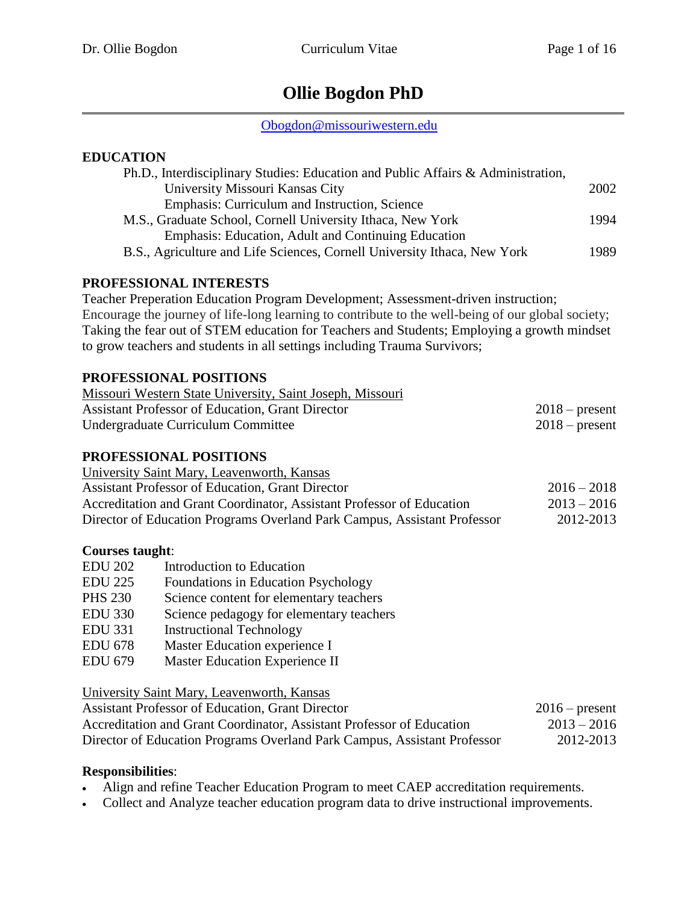# Ollie Bogdon PhD

[Obogdon@missouriwestern.edu](mailto:Obogdon@missouriwestern.edu)

## EDUCATION

Ph.D., Interdisciplinary Studies: Education and Public Affairs & Administration, University Missouri Kansas City — 2002
Emphasis: Curriculum and Instruction, Science

M.S., Graduate School, Cornell University Ithaca, New York — 1994
Emphasis: Education, Adult and Continuing Education

B.S., Agriculture and Life Sciences, Cornell University Ithaca, New York — 1989

## PROFESSIONAL INTERESTS

Teacher Preperation Education Program Development; Assessment-driven instruction; Encourage the journey of life-long learning to contribute to the well-being of our global society; Taking the fear out of STEM education for Teachers and Students; Employing a growth mindset to grow teachers and students in all settings including Trauma Survivors;

## PROFESSIONAL POSITIONS

Missouri Western State University, Saint Joseph, Missouri

Assistant Professor of Education, Grant Director — 2018 – present
Undergraduate Curriculum Committee — 2018 – present

## PROFESSIONAL POSITIONS

University Saint Mary, Leavenworth, Kansas

Assistant Professor of Education, Grant Director — 2016 – 2018
Accreditation and Grant Coordinator, Assistant Professor of Education — 2013 – 2016
Director of Education Programs Overland Park Campus, Assistant Professor — 2012-2013

**Courses taught**:

- EDU 202 Introduction to Education
- EDU 225 Foundations in Education Psychology
- PHS 230 Science content for elementary teachers
- EDU 330 Science pedagogy for elementary teachers
- EDU 331 Instructional Technology
- EDU 678 Master Education experience I
- EDU 679 Master Education Experience II

University Saint Mary, Leavenworth, Kansas

Assistant Professor of Education, Grant Director — 2016 – present
Accreditation and Grant Coordinator, Assistant Professor of Education — 2013 – 2016
Director of Education Programs Overland Park Campus, Assistant Professor — 2012-2013

**Responsibilities**:

- Align and refine Teacher Education Program to meet CAEP accreditation requirements.
- Collect and Analyze teacher education program data to drive instructional improvements.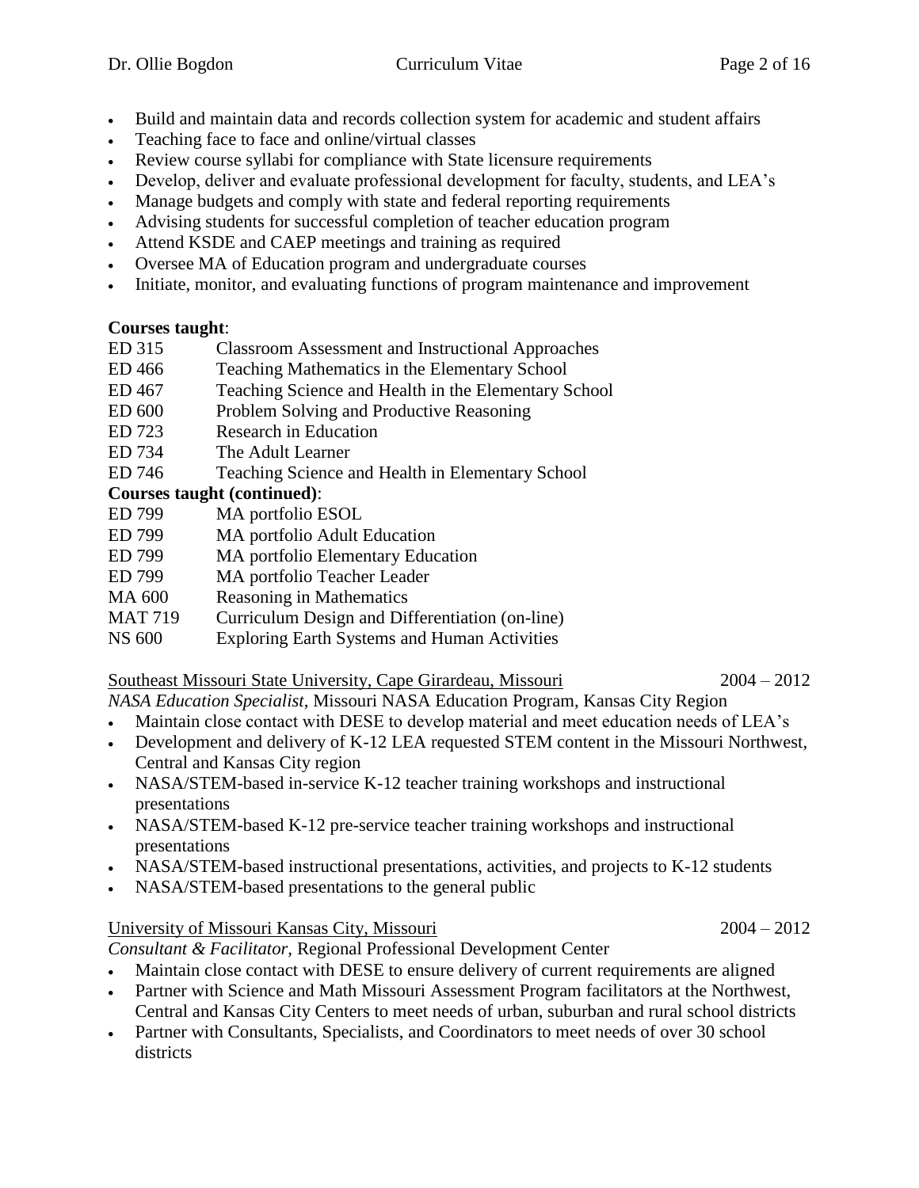- Build and maintain data and records collection system for academic and student affairs
- Teaching face to face and online/virtual classes
- Review course syllabi for compliance with State licensure requirements
- Develop, deliver and evaluate professional development for faculty, students, and LEA's
- Manage budgets and comply with state and federal reporting requirements
- Advising students for successful completion of teacher education program
- Attend KSDE and CAEP meetings and training as required
- Oversee MA of Education program and undergraduate courses
- Initiate, monitor, and evaluating functions of program maintenance and improvement

**Courses taught**:

| | |
|---|---|
| ED 315 | Classroom Assessment and Instructional Approaches |
| ED 466 | Teaching Mathematics in the Elementary School |
| ED 467 | Teaching Science and Health in the Elementary School |
| ED 600 | Problem Solving and Productive Reasoning |
| ED 723 | Research in Education |
| ED 734 | The Adult Learner |
| ED 746 | Teaching Science and Health in Elementary School |

**Courses taught (continued)**:

| | |
|---|---|
| ED 799 | MA portfolio ESOL |
| ED 799 | MA portfolio Adult Education |
| ED 799 | MA portfolio Elementary Education |
| ED 799 | MA portfolio Teacher Leader |
| MA 600 | Reasoning in Mathematics |
| MAT 719 | Curriculum Design and Differentiation (on-line) |
| NS 600 | Exploring Earth Systems and Human Activities |

<u>Southeast Missouri State University, Cape Girardeau, Missouri</u> 2004 – 2012

*NASA Education Specialist*, Missouri NASA Education Program, Kansas City Region

- Maintain close contact with DESE to develop material and meet education needs of LEA's
- Development and delivery of K-12 LEA requested STEM content in the Missouri Northwest, Central and Kansas City region
- NASA/STEM-based in-service K-12 teacher training workshops and instructional presentations
- NASA/STEM-based K-12 pre-service teacher training workshops and instructional presentations
- NASA/STEM-based instructional presentations, activities, and projects to K-12 students
- NASA/STEM-based presentations to the general public

<u>University of Missouri Kansas City, Missouri</u> 2004 – 2012

*Consultant & Facilitator,* Regional Professional Development Center

- Maintain close contact with DESE to ensure delivery of current requirements are aligned
- Partner with Science and Math Missouri Assessment Program facilitators at the Northwest, Central and Kansas City Centers to meet needs of urban, suburban and rural school districts
- Partner with Consultants, Specialists, and Coordinators to meet needs of over 30 school districts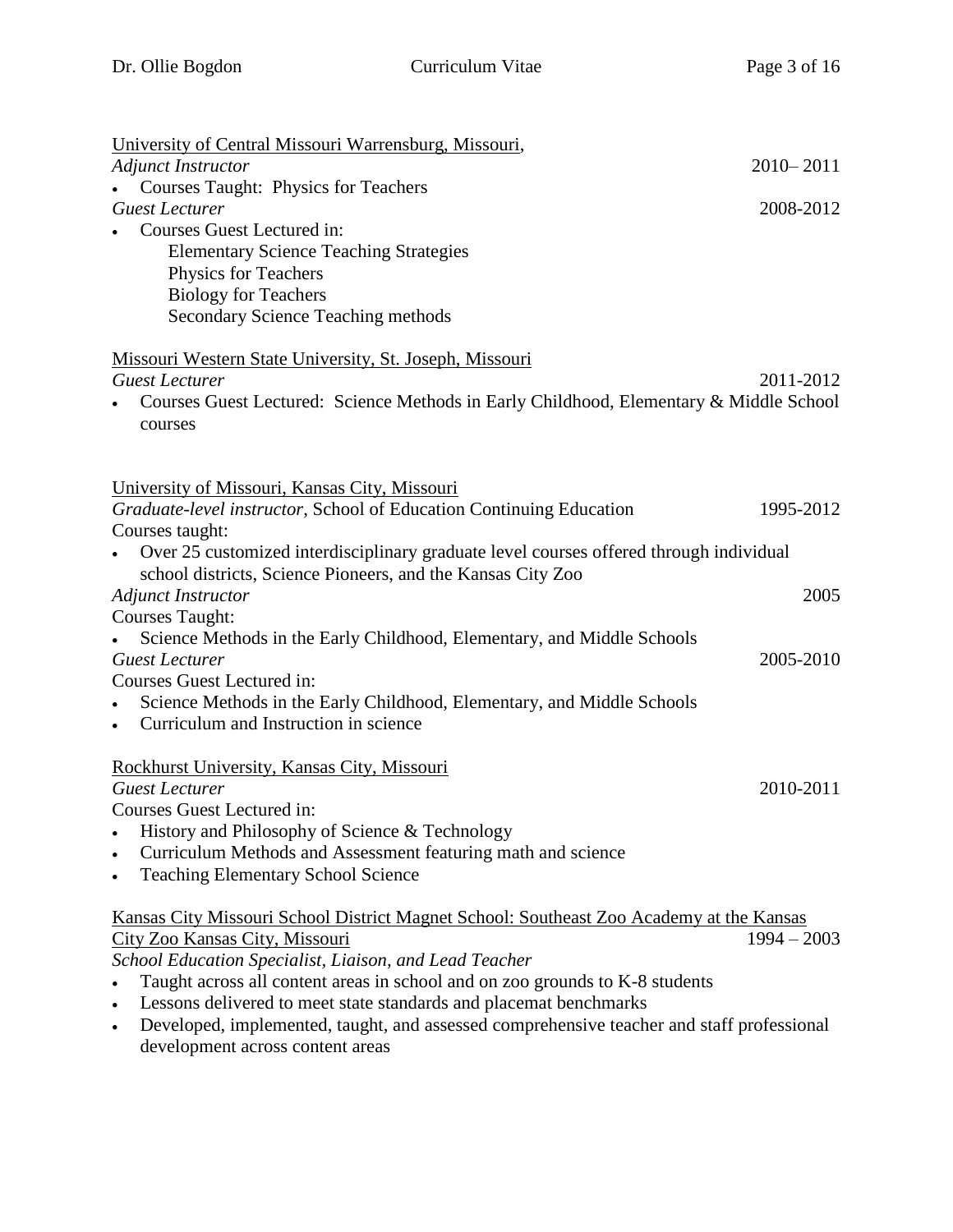University of Central Missouri Warrensburg, Missouri,

*Adjunct Instructor* 2010– 2011

- Courses Taught: Physics for Teachers

*Guest Lecturer* 2008-2012

- Courses Guest Lectured in:
  - Elementary Science Teaching Strategies
  - Physics for Teachers
  - Biology for Teachers
  - Secondary Science Teaching methods

Missouri Western State University, St. Joseph, Missouri

*Guest Lecturer* 2011-2012

- Courses Guest Lectured: Science Methods in Early Childhood, Elementary & Middle School courses

University of Missouri, Kansas City, Missouri

*Graduate-level instructor*, School of Education Continuing Education 1995-2012

Courses taught:

- Over 25 customized interdisciplinary graduate level courses offered through individual school districts, Science Pioneers, and the Kansas City Zoo

*Adjunct Instructor* 2005

Courses Taught:

- Science Methods in the Early Childhood, Elementary, and Middle Schools

*Guest Lecturer* 2005-2010

Courses Guest Lectured in:

- Science Methods in the Early Childhood, Elementary, and Middle Schools
- Curriculum and Instruction in science

Rockhurst University, Kansas City, Missouri

*Guest Lecturer* 2010-2011

Courses Guest Lectured in:

- History and Philosophy of Science & Technology
- Curriculum Methods and Assessment featuring math and science
- Teaching Elementary School Science

Kansas City Missouri School District Magnet School: Southeast Zoo Academy at the Kansas City Zoo Kansas City, Missouri 1994 – 2003

*School Education Specialist, Liaison, and Lead Teacher*

- Taught across all content areas in school and on zoo grounds to K-8 students
- Lessons delivered to meet state standards and placemat benchmarks
- Developed, implemented, taught, and assessed comprehensive teacher and staff professional development across content areas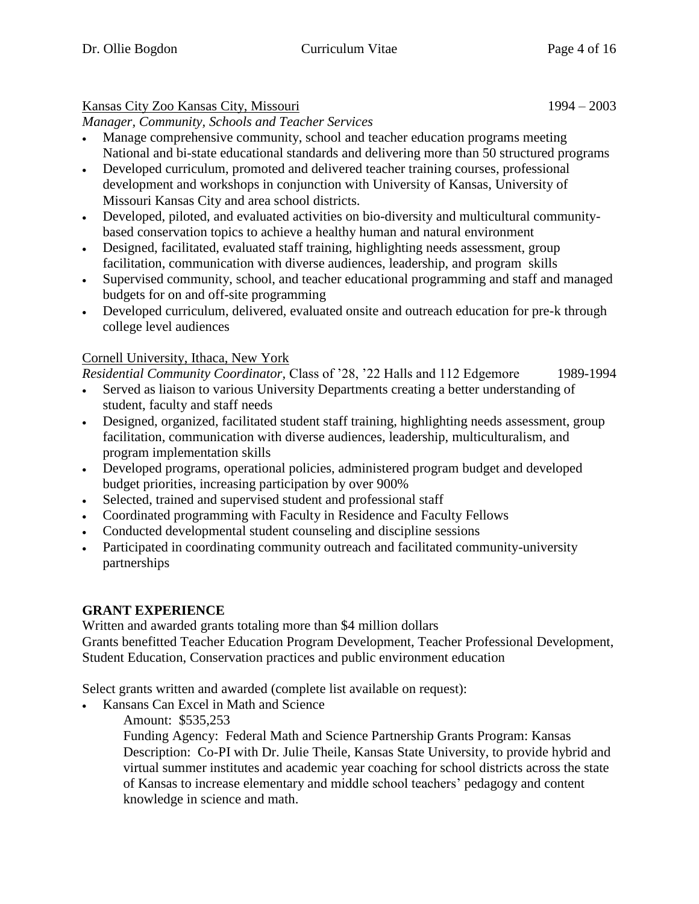Kansas City Zoo Kansas City, Missouri 1994 – 2003

*Manager, Community, Schools and Teacher Services*

- Manage comprehensive community, school and teacher education programs meeting National and bi-state educational standards and delivering more than 50 structured programs
- Developed curriculum, promoted and delivered teacher training courses, professional development and workshops in conjunction with University of Kansas, University of Missouri Kansas City and area school districts.
- Developed, piloted, and evaluated activities on bio-diversity and multicultural community-based conservation topics to achieve a healthy human and natural environment
- Designed, facilitated, evaluated staff training, highlighting needs assessment, group facilitation, communication with diverse audiences, leadership, and program skills
- Supervised community, school, and teacher educational programming and staff and managed budgets for on and off-site programming
- Developed curriculum, delivered, evaluated onsite and outreach education for pre-k through college level audiences

Cornell University, Ithaca, New York

*Residential Community Coordinator*, Class of '28, '22 Halls and 112 Edgemore 1989-1994

- Served as liaison to various University Departments creating a better understanding of student, faculty and staff needs
- Designed, organized, facilitated student staff training, highlighting needs assessment, group facilitation, communication with diverse audiences, leadership, multiculturalism, and program implementation skills
- Developed programs, operational policies, administered program budget and developed budget priorities, increasing participation by over 900%
- Selected, trained and supervised student and professional staff
- Coordinated programming with Faculty in Residence and Faculty Fellows
- Conducted developmental student counseling and discipline sessions
- Participated in coordinating community outreach and facilitated community-university partnerships

## GRANT EXPERIENCE

Written and awarded grants totaling more than $4 million dollars

Grants benefitted Teacher Education Program Development, Teacher Professional Development, Student Education, Conservation practices and public environment education

Select grants written and awarded (complete list available on request):

- Kansans Can Excel in Math and Science

  Amount: $535,253

  Funding Agency: Federal Math and Science Partnership Grants Program: Kansas

  Description: Co-PI with Dr. Julie Theile, Kansas State University, to provide hybrid and virtual summer institutes and academic year coaching for school districts across the state of Kansas to increase elementary and middle school teachers' pedagogy and content knowledge in science and math.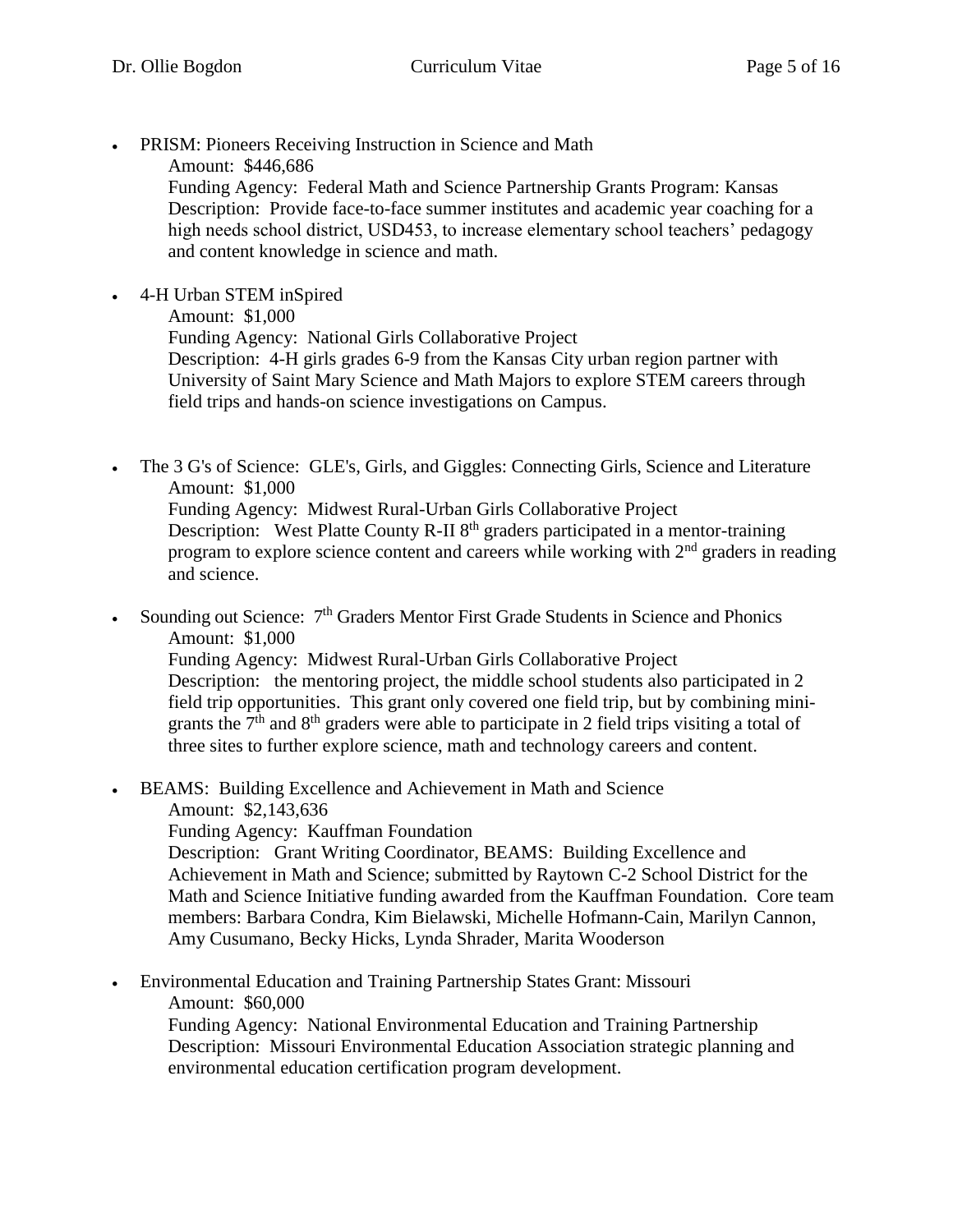- PRISM: Pioneers Receiving Instruction in Science and Math
  Amount: $446,686
  Funding Agency: Federal Math and Science Partnership Grants Program: Kansas
  Description: Provide face-to-face summer institutes and academic year coaching for a high needs school district, USD453, to increase elementary school teachers' pedagogy and content knowledge in science and math.

- 4-H Urban STEM inSpired
  Amount: $1,000
  Funding Agency: National Girls Collaborative Project
  Description: 4-H girls grades 6-9 from the Kansas City urban region partner with University of Saint Mary Science and Math Majors to explore STEM careers through field trips and hands-on science investigations on Campus.

- The 3 G's of Science: GLE's, Girls, and Giggles: Connecting Girls, Science and Literature
  Amount: $1,000
  Funding Agency: Midwest Rural-Urban Girls Collaborative Project
  Description: West Platte County R-II 8th graders participated in a mentor-training program to explore science content and careers while working with 2nd graders in reading and science.

- Sounding out Science: 7th Graders Mentor First Grade Students in Science and Phonics
  Amount: $1,000
  Funding Agency: Midwest Rural-Urban Girls Collaborative Project
  Description: the mentoring project, the middle school students also participated in 2 field trip opportunities. This grant only covered one field trip, but by combining mini-grants the 7th and 8th graders were able to participate in 2 field trips visiting a total of three sites to further explore science, math and technology careers and content.

- BEAMS: Building Excellence and Achievement in Math and Science
  Amount: $2,143,636
  Funding Agency: Kauffman Foundation
  Description: Grant Writing Coordinator, BEAMS: Building Excellence and Achievement in Math and Science; submitted by Raytown C-2 School District for the Math and Science Initiative funding awarded from the Kauffman Foundation. Core team members: Barbara Condra, Kim Bielawski, Michelle Hofmann-Cain, Marilyn Cannon, Amy Cusumano, Becky Hicks, Lynda Shrader, Marita Wooderson

- Environmental Education and Training Partnership States Grant: Missouri
  Amount: $60,000
  Funding Agency: National Environmental Education and Training Partnership
  Description: Missouri Environmental Education Association strategic planning and environmental education certification program development.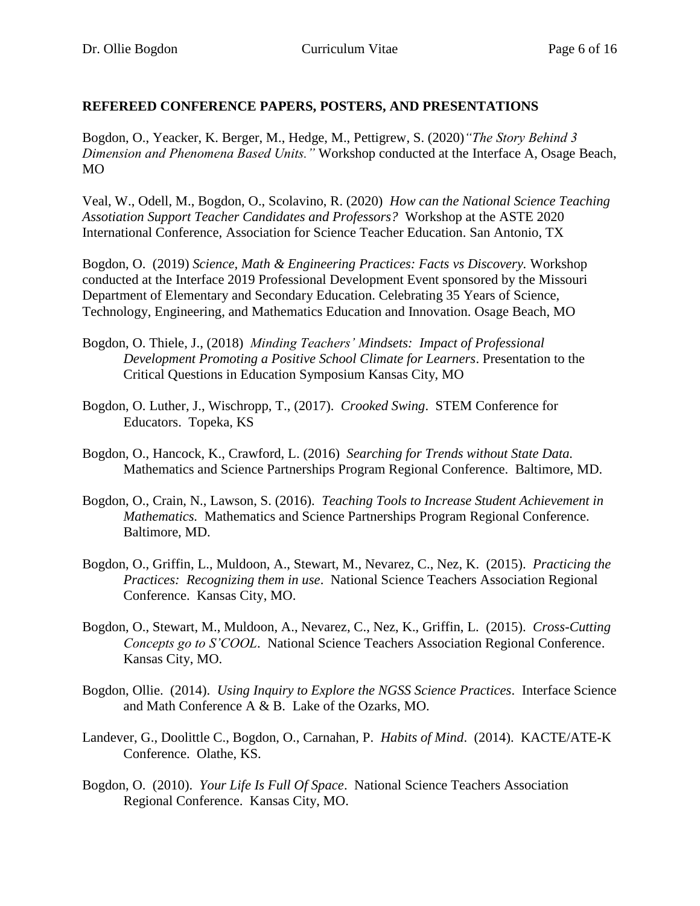**REFEREED CONFERENCE PAPERS, POSTERS, AND PRESENTATIONS**

Bogdon, O., Yeacker, K. Berger, M., Hedge, M., Pettigrew, S. (2020)*"The Story Behind 3 Dimension and Phenomena Based Units."* Workshop conducted at the Interface A, Osage Beach, MO

Veal, W., Odell, M., Bogdon, O., Scolavino, R. (2020) *How can the National Science Teaching Assotiation Support Teacher Candidates and Professors?* Workshop at the ASTE 2020 International Conference, Association for Science Teacher Education. San Antonio, TX

Bogdon, O. (2019) *Science, Math & Engineering Practices: Facts vs Discovery.* Workshop conducted at the Interface 2019 Professional Development Event sponsored by the Missouri Department of Elementary and Secondary Education. Celebrating 35 Years of Science, Technology, Engineering, and Mathematics Education and Innovation. Osage Beach, MO

Bogdon, O. Thiele, J., (2018) *Minding Teachers' Mindsets: Impact of Professional Development Promoting a Positive School Climate for Learners*. Presentation to the Critical Questions in Education Symposium Kansas City, MO

Bogdon, O. Luther, J., Wischropp, T., (2017). *Crooked Swing*. STEM Conference for Educators. Topeka, KS

Bogdon, O., Hancock, K., Crawford, L. (2016) *Searching for Trends without State Data.* Mathematics and Science Partnerships Program Regional Conference. Baltimore, MD.

Bogdon, O., Crain, N., Lawson, S. (2016). *Teaching Tools to Increase Student Achievement in Mathematics.* Mathematics and Science Partnerships Program Regional Conference. Baltimore, MD.

Bogdon, O., Griffin, L., Muldoon, A., Stewart, M., Nevarez, C., Nez, K. (2015). *Practicing the Practices: Recognizing them in use*. National Science Teachers Association Regional Conference. Kansas City, MO.

Bogdon, O., Stewart, M., Muldoon, A., Nevarez, C., Nez, K., Griffin, L. (2015). *Cross-Cutting Concepts go to S'COOL*. National Science Teachers Association Regional Conference. Kansas City, MO.

Bogdon, Ollie. (2014). *Using Inquiry to Explore the NGSS Science Practices*. Interface Science and Math Conference A & B. Lake of the Ozarks, MO.

Landever, G., Doolittle C., Bogdon, O., Carnahan, P. *Habits of Mind*. (2014). KACTE/ATE-K Conference. Olathe, KS.

Bogdon, O. (2010). *Your Life Is Full Of Space*. National Science Teachers Association Regional Conference. Kansas City, MO.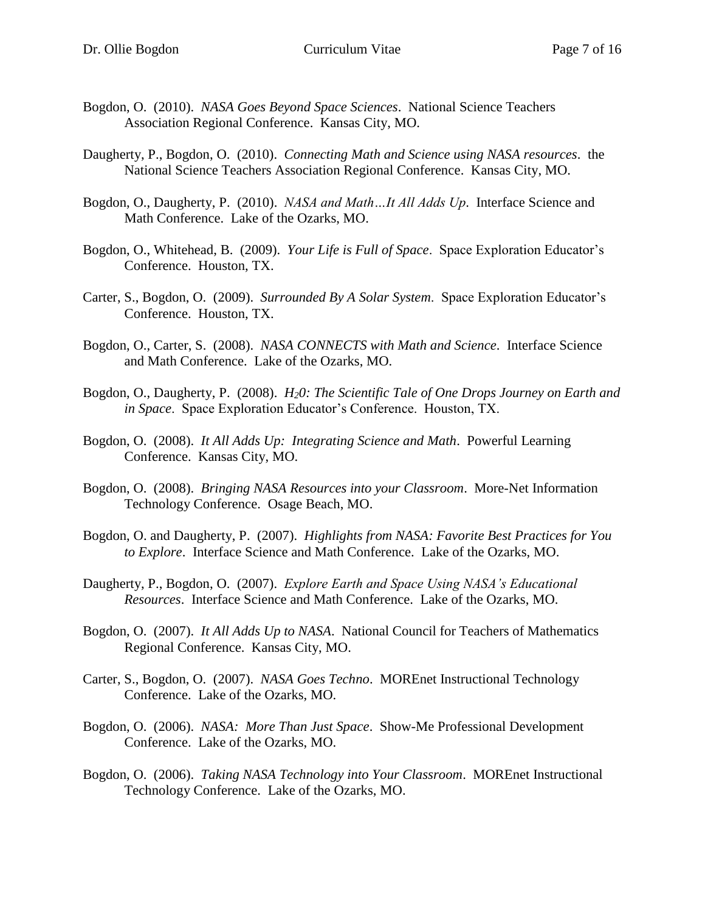Bogdon, O. (2010). *NASA Goes Beyond Space Sciences*. National Science Teachers Association Regional Conference. Kansas City, MO.

Daugherty, P., Bogdon, O. (2010). *Connecting Math and Science using NASA resources*. the National Science Teachers Association Regional Conference. Kansas City, MO.

Bogdon, O., Daugherty, P. (2010). *NASA and Math…It All Adds Up*. Interface Science and Math Conference. Lake of the Ozarks, MO.

Bogdon, O., Whitehead, B. (2009). *Your Life is Full of Space*. Space Exploration Educator's Conference. Houston, TX.

Carter, S., Bogdon, O. (2009). *Surrounded By A Solar System*. Space Exploration Educator's Conference. Houston, TX.

Bogdon, O., Carter, S. (2008). *NASA CONNECTS with Math and Science*. Interface Science and Math Conference. Lake of the Ozarks, MO.

Bogdon, O., Daugherty, P. (2008). *$H_20$: The Scientific Tale of One Drops Journey on Earth and in Space*. Space Exploration Educator's Conference. Houston, TX.

Bogdon, O. (2008). *It All Adds Up: Integrating Science and Math*. Powerful Learning Conference. Kansas City, MO.

Bogdon, O. (2008). *Bringing NASA Resources into your Classroom*. More-Net Information Technology Conference. Osage Beach, MO.

Bogdon, O. and Daugherty, P. (2007). *Highlights from NASA: Favorite Best Practices for You to Explore*. Interface Science and Math Conference. Lake of the Ozarks, MO.

Daugherty, P., Bogdon, O. (2007). *Explore Earth and Space Using NASA's Educational Resources*. Interface Science and Math Conference. Lake of the Ozarks, MO.

Bogdon, O. (2007). *It All Adds Up to NASA*. National Council for Teachers of Mathematics Regional Conference. Kansas City, MO.

Carter, S., Bogdon, O. (2007). *NASA Goes Techno*. MOREnet Instructional Technology Conference. Lake of the Ozarks, MO.

Bogdon, O. (2006). *NASA: More Than Just Space*. Show-Me Professional Development Conference. Lake of the Ozarks, MO.

Bogdon, O. (2006). *Taking NASA Technology into Your Classroom*. MOREnet Instructional Technology Conference. Lake of the Ozarks, MO.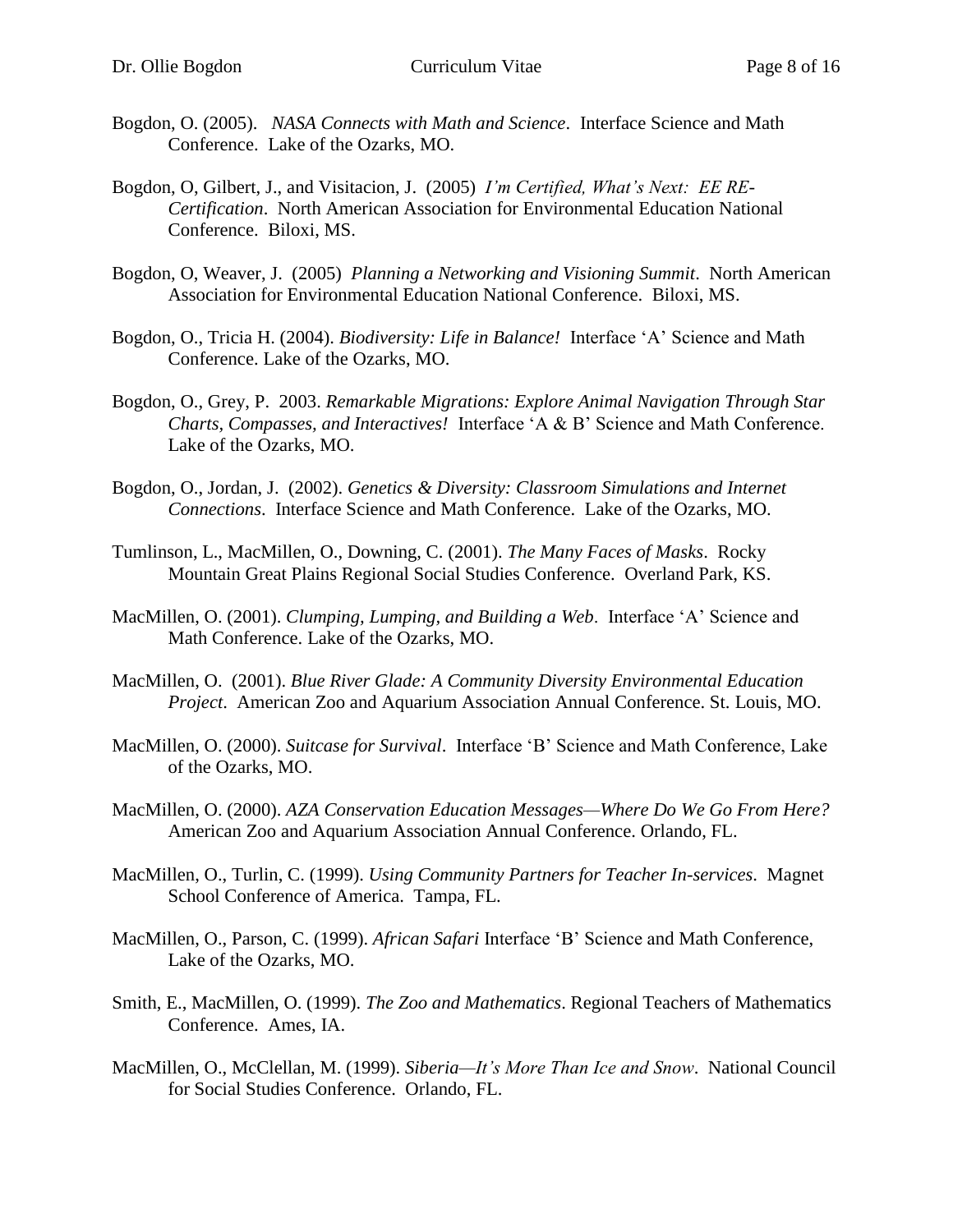Bogdon, O. (2005). *NASA Connects with Math and Science*. Interface Science and Math Conference. Lake of the Ozarks, MO.

Bogdon, O, Gilbert, J., and Visitacion, J. (2005) *I'm Certified, What's Next: EE RE-Certification*. North American Association for Environmental Education National Conference. Biloxi, MS.

Bogdon, O, Weaver, J. (2005) *Planning a Networking and Visioning Summit*. North American Association for Environmental Education National Conference. Biloxi, MS.

Bogdon, O., Tricia H. (2004). *Biodiversity: Life in Balance!* Interface 'A' Science and Math Conference. Lake of the Ozarks, MO.

Bogdon, O., Grey, P. 2003. *Remarkable Migrations: Explore Animal Navigation Through Star Charts, Compasses, and Interactives!* Interface 'A & B' Science and Math Conference. Lake of the Ozarks, MO.

Bogdon, O., Jordan, J. (2002). *Genetics & Diversity: Classroom Simulations and Internet Connections*. Interface Science and Math Conference. Lake of the Ozarks, MO.

Tumlinson, L., MacMillen, O., Downing, C. (2001). *The Many Faces of Masks*. Rocky Mountain Great Plains Regional Social Studies Conference. Overland Park, KS.

MacMillen, O. (2001). *Clumping, Lumping, and Building a Web*. Interface 'A' Science and Math Conference. Lake of the Ozarks, MO.

MacMillen, O. (2001). *Blue River Glade: A Community Diversity Environmental Education Project*. American Zoo and Aquarium Association Annual Conference. St. Louis, MO.

MacMillen, O. (2000). *Suitcase for Survival*. Interface 'B' Science and Math Conference, Lake of the Ozarks, MO.

MacMillen, O. (2000). *AZA Conservation Education Messages—Where Do We Go From Here?* American Zoo and Aquarium Association Annual Conference. Orlando, FL.

MacMillen, O., Turlin, C. (1999). *Using Community Partners for Teacher In-services*. Magnet School Conference of America. Tampa, FL.

MacMillen, O., Parson, C. (1999). *African Safari* Interface 'B' Science and Math Conference, Lake of the Ozarks, MO.

Smith, E., MacMillen, O. (1999). *The Zoo and Mathematics*. Regional Teachers of Mathematics Conference. Ames, IA.

MacMillen, O., McClellan, M. (1999). *Siberia—It's More Than Ice and Snow*. National Council for Social Studies Conference. Orlando, FL.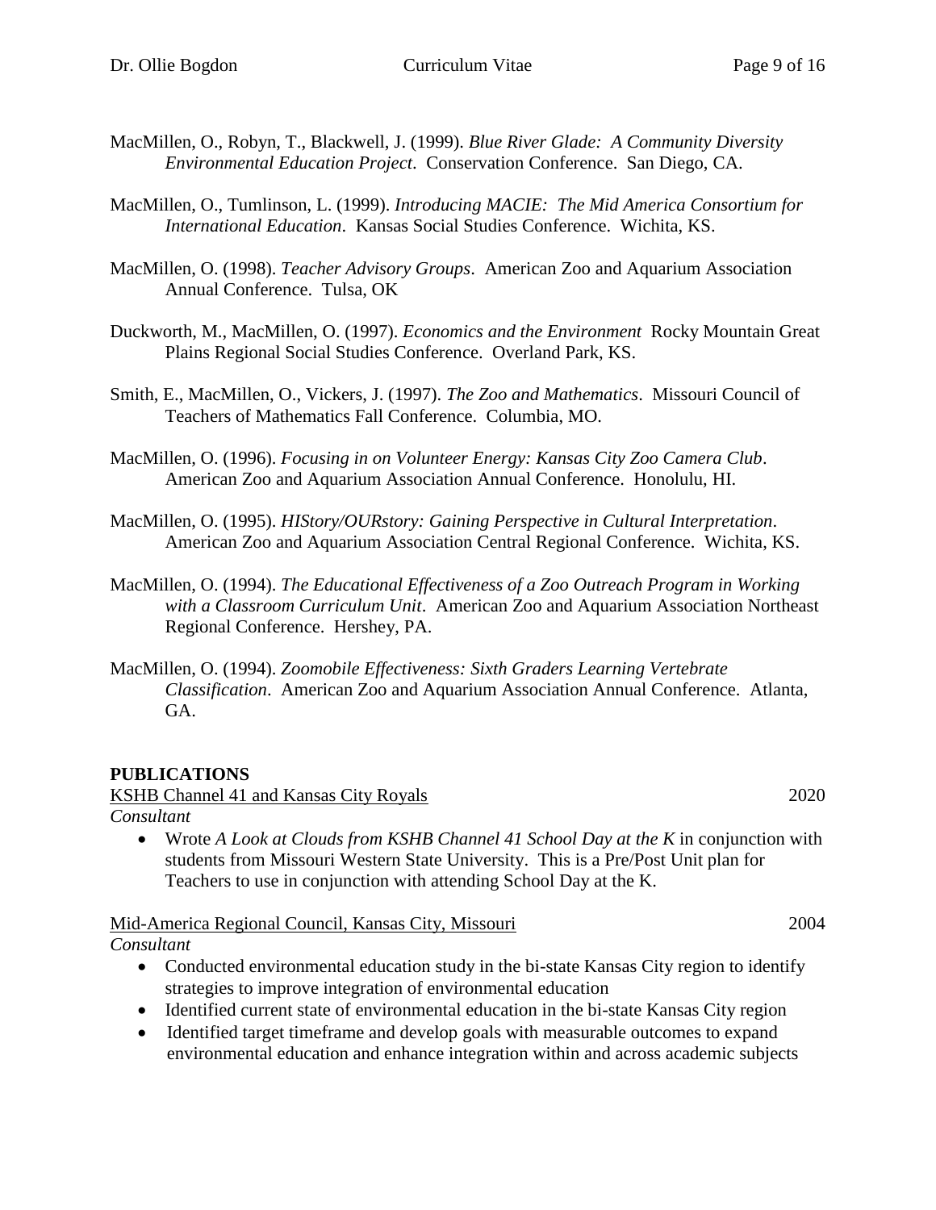MacMillen, O., Robyn, T., Blackwell, J. (1999). *Blue River Glade: A Community Diversity Environmental Education Project*. Conservation Conference. San Diego, CA.

MacMillen, O., Tumlinson, L. (1999). *Introducing MACIE: The Mid America Consortium for International Education*. Kansas Social Studies Conference. Wichita, KS.

MacMillen, O. (1998). *Teacher Advisory Groups*. American Zoo and Aquarium Association Annual Conference. Tulsa, OK

Duckworth, M., MacMillen, O. (1997). *Economics and the Environment* Rocky Mountain Great Plains Regional Social Studies Conference. Overland Park, KS.

Smith, E., MacMillen, O., Vickers, J. (1997). *The Zoo and Mathematics*. Missouri Council of Teachers of Mathematics Fall Conference. Columbia, MO.

MacMillen, O. (1996). *Focusing in on Volunteer Energy: Kansas City Zoo Camera Club*. American Zoo and Aquarium Association Annual Conference. Honolulu, HI.

MacMillen, O. (1995). *HIStory/OURstory: Gaining Perspective in Cultural Interpretation*. American Zoo and Aquarium Association Central Regional Conference. Wichita, KS.

MacMillen, O. (1994). *The Educational Effectiveness of a Zoo Outreach Program in Working with a Classroom Curriculum Unit*. American Zoo and Aquarium Association Northeast Regional Conference. Hershey, PA.

MacMillen, O. (1994). *Zoomobile Effectiveness: Sixth Graders Learning Vertebrate Classification*. American Zoo and Aquarium Association Annual Conference. Atlanta, GA.

## PUBLICATIONS

<u>KSHB Channel 41 and Kansas City Royals</u> — 2020

*Consultant*

- Wrote *A Look at Clouds from KSHB Channel 41 School Day at the K* in conjunction with students from Missouri Western State University. This is a Pre/Post Unit plan for Teachers to use in conjunction with attending School Day at the K.

<u>Mid-America Regional Council, Kansas City, Missouri</u> — 2004

*Consultant*

- Conducted environmental education study in the bi-state Kansas City region to identify strategies to improve integration of environmental education
- Identified current state of environmental education in the bi-state Kansas City region
- Identified target timeframe and develop goals with measurable outcomes to expand environmental education and enhance integration within and across academic subjects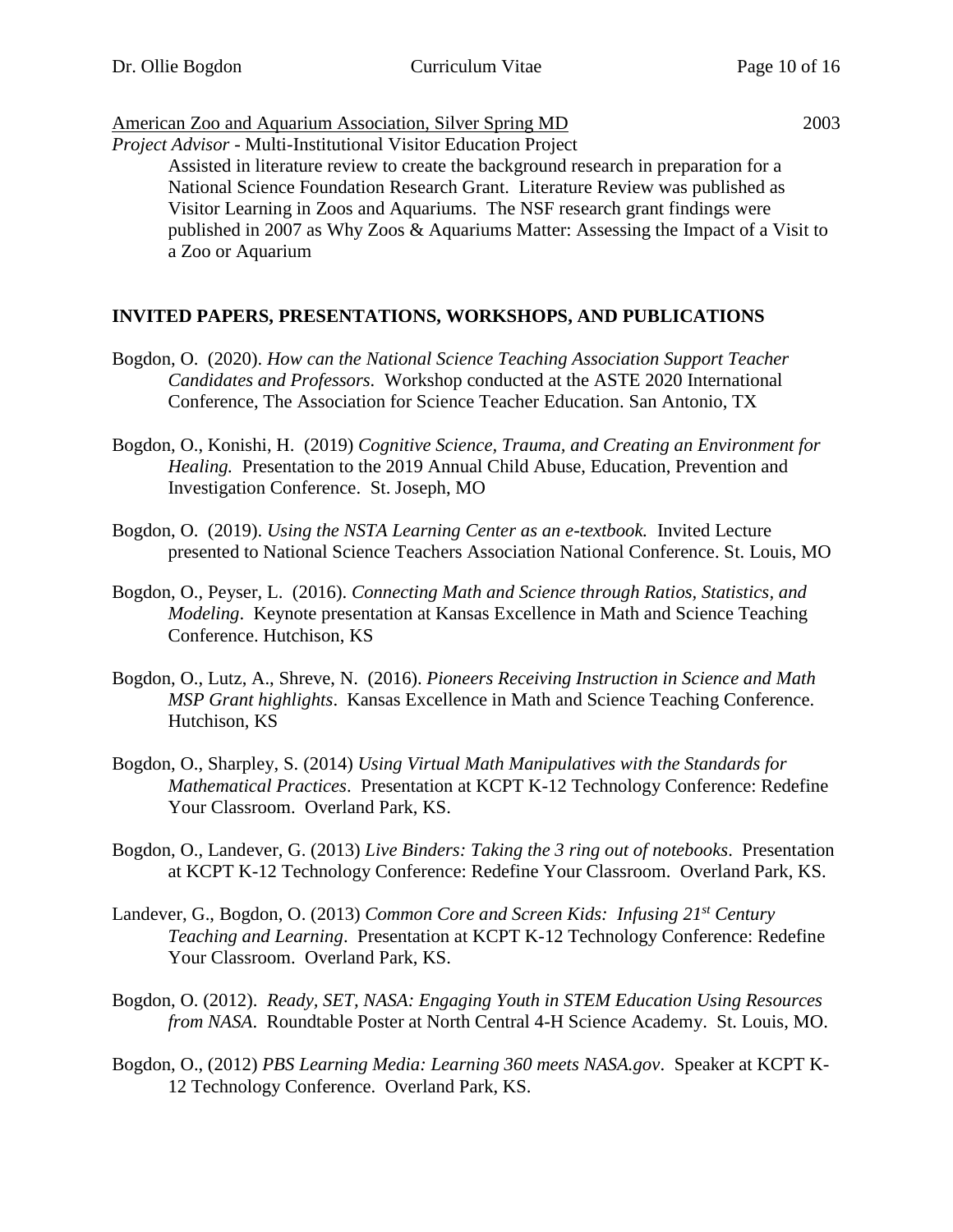American Zoo and Aquarium Association, Silver Spring MD 2003

*Project Advisor* - Multi-Institutional Visitor Education Project

Assisted in literature review to create the background research in preparation for a National Science Foundation Research Grant. Literature Review was published as Visitor Learning in Zoos and Aquariums. The NSF research grant findings were published in 2007 as Why Zoos & Aquariums Matter: Assessing the Impact of a Visit to a Zoo or Aquarium

## INVITED PAPERS, PRESENTATIONS, WORKSHOPS, AND PUBLICATIONS

Bogdon, O. (2020). *How can the National Science Teaching Association Support Teacher Candidates and Professors*. Workshop conducted at the ASTE 2020 International Conference, The Association for Science Teacher Education. San Antonio, TX

Bogdon, O., Konishi, H. (2019) *Cognitive Science, Trauma, and Creating an Environment for Healing.* Presentation to the 2019 Annual Child Abuse, Education, Prevention and Investigation Conference. St. Joseph, MO

Bogdon, O. (2019). *Using the NSTA Learning Center as an e-textbook.* Invited Lecture presented to National Science Teachers Association National Conference. St. Louis, MO

Bogdon, O., Peyser, L. (2016). *Connecting Math and Science through Ratios, Statistics, and Modeling*. Keynote presentation at Kansas Excellence in Math and Science Teaching Conference. Hutchison, KS

Bogdon, O., Lutz, A., Shreve, N. (2016). *Pioneers Receiving Instruction in Science and Math MSP Grant highlights*. Kansas Excellence in Math and Science Teaching Conference. Hutchison, KS

Bogdon, O., Sharpley, S. (2014) *Using Virtual Math Manipulatives with the Standards for Mathematical Practices*. Presentation at KCPT K-12 Technology Conference: Redefine Your Classroom. Overland Park, KS.

Bogdon, O., Landever, G. (2013) *Live Binders: Taking the 3 ring out of notebooks*. Presentation at KCPT K-12 Technology Conference: Redefine Your Classroom. Overland Park, KS.

Landever, G., Bogdon, O. (2013) *Common Core and Screen Kids: Infusing 21st Century Teaching and Learning*. Presentation at KCPT K-12 Technology Conference: Redefine Your Classroom. Overland Park, KS.

Bogdon, O. (2012). *Ready, SET, NASA: Engaging Youth in STEM Education Using Resources from NASA*. Roundtable Poster at North Central 4-H Science Academy. St. Louis, MO.

Bogdon, O., (2012) *PBS Learning Media: Learning 360 meets NASA.gov*. Speaker at KCPT K-12 Technology Conference. Overland Park, KS.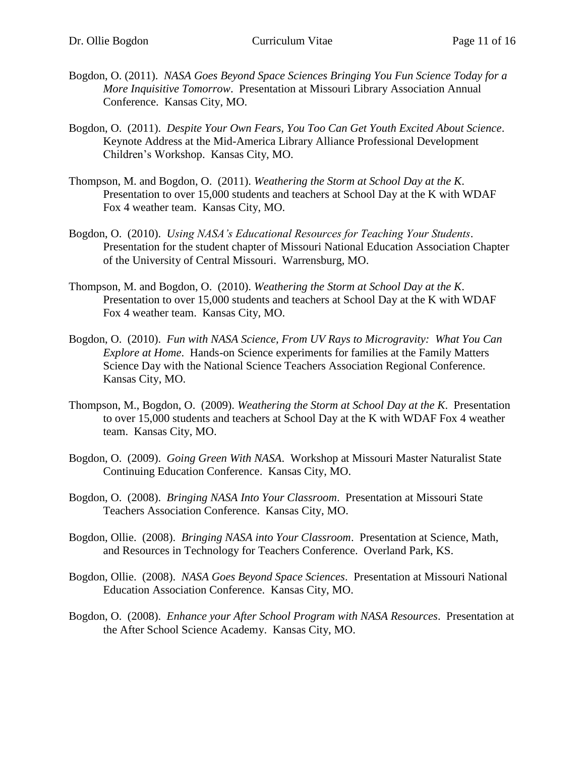Bogdon, O. (2011). *NASA Goes Beyond Space Sciences Bringing You Fun Science Today for a More Inquisitive Tomorrow*. Presentation at Missouri Library Association Annual Conference. Kansas City, MO.

Bogdon, O. (2011). *Despite Your Own Fears, You Too Can Get Youth Excited About Science*. Keynote Address at the Mid-America Library Alliance Professional Development Children's Workshop. Kansas City, MO.

Thompson, M. and Bogdon, O. (2011). *Weathering the Storm at School Day at the K*. Presentation to over 15,000 students and teachers at School Day at the K with WDAF Fox 4 weather team. Kansas City, MO.

Bogdon, O. (2010). *Using NASA's Educational Resources for Teaching Your Students*. Presentation for the student chapter of Missouri National Education Association Chapter of the University of Central Missouri. Warrensburg, MO.

Thompson, M. and Bogdon, O. (2010). *Weathering the Storm at School Day at the K*. Presentation to over 15,000 students and teachers at School Day at the K with WDAF Fox 4 weather team. Kansas City, MO.

Bogdon, O. (2010). *Fun with NASA Science, From UV Rays to Microgravity: What You Can Explore at Home*. Hands-on Science experiments for families at the Family Matters Science Day with the National Science Teachers Association Regional Conference. Kansas City, MO.

Thompson, M., Bogdon, O. (2009). *Weathering the Storm at School Day at the K*. Presentation to over 15,000 students and teachers at School Day at the K with WDAF Fox 4 weather team. Kansas City, MO.

Bogdon, O. (2009). *Going Green With NASA*. Workshop at Missouri Master Naturalist State Continuing Education Conference. Kansas City, MO.

Bogdon, O. (2008). *Bringing NASA Into Your Classroom*. Presentation at Missouri State Teachers Association Conference. Kansas City, MO.

Bogdon, Ollie. (2008). *Bringing NASA into Your Classroom*. Presentation at Science, Math, and Resources in Technology for Teachers Conference. Overland Park, KS.

Bogdon, Ollie. (2008). *NASA Goes Beyond Space Sciences*. Presentation at Missouri National Education Association Conference. Kansas City, MO.

Bogdon, O. (2008). *Enhance your After School Program with NASA Resources*. Presentation at the After School Science Academy. Kansas City, MO.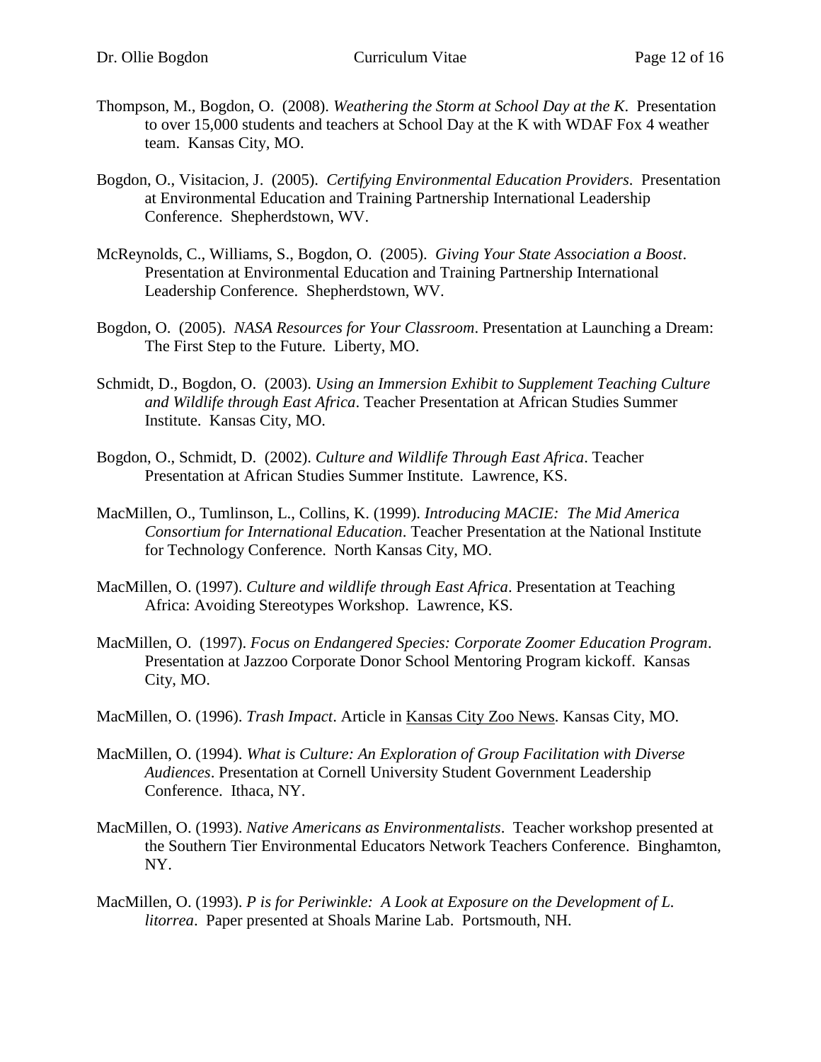Thompson, M., Bogdon, O. (2008). *Weathering the Storm at School Day at the K*. Presentation to over 15,000 students and teachers at School Day at the K with WDAF Fox 4 weather team. Kansas City, MO.

Bogdon, O., Visitacion, J. (2005). *Certifying Environmental Education Providers*. Presentation at Environmental Education and Training Partnership International Leadership Conference. Shepherdstown, WV.

McReynolds, C., Williams, S., Bogdon, O. (2005). *Giving Your State Association a Boost*. Presentation at Environmental Education and Training Partnership International Leadership Conference. Shepherdstown, WV.

Bogdon, O. (2005). *NASA Resources for Your Classroom*. Presentation at Launching a Dream: The First Step to the Future. Liberty, MO.

Schmidt, D., Bogdon, O. (2003). *Using an Immersion Exhibit to Supplement Teaching Culture and Wildlife through East Africa*. Teacher Presentation at African Studies Summer Institute. Kansas City, MO.

Bogdon, O., Schmidt, D. (2002). *Culture and Wildlife Through East Africa*. Teacher Presentation at African Studies Summer Institute. Lawrence, KS.

MacMillen, O., Tumlinson, L., Collins, K. (1999). *Introducing MACIE: The Mid America Consortium for International Education*. Teacher Presentation at the National Institute for Technology Conference. North Kansas City, MO.

MacMillen, O. (1997). *Culture and wildlife through East Africa*. Presentation at Teaching Africa: Avoiding Stereotypes Workshop. Lawrence, KS.

MacMillen, O. (1997). *Focus on Endangered Species: Corporate Zoomer Education Program*. Presentation at Jazzoo Corporate Donor School Mentoring Program kickoff. Kansas City, MO.

MacMillen, O. (1996). *Trash Impact*. Article in Kansas City Zoo News. Kansas City, MO.

MacMillen, O. (1994). *What is Culture: An Exploration of Group Facilitation with Diverse Audiences*. Presentation at Cornell University Student Government Leadership Conference. Ithaca, NY.

MacMillen, O. (1993). *Native Americans as Environmentalists*. Teacher workshop presented at the Southern Tier Environmental Educators Network Teachers Conference. Binghamton, NY.

MacMillen, O. (1993). *P is for Periwinkle: A Look at Exposure on the Development of L. litorrea*. Paper presented at Shoals Marine Lab. Portsmouth, NH.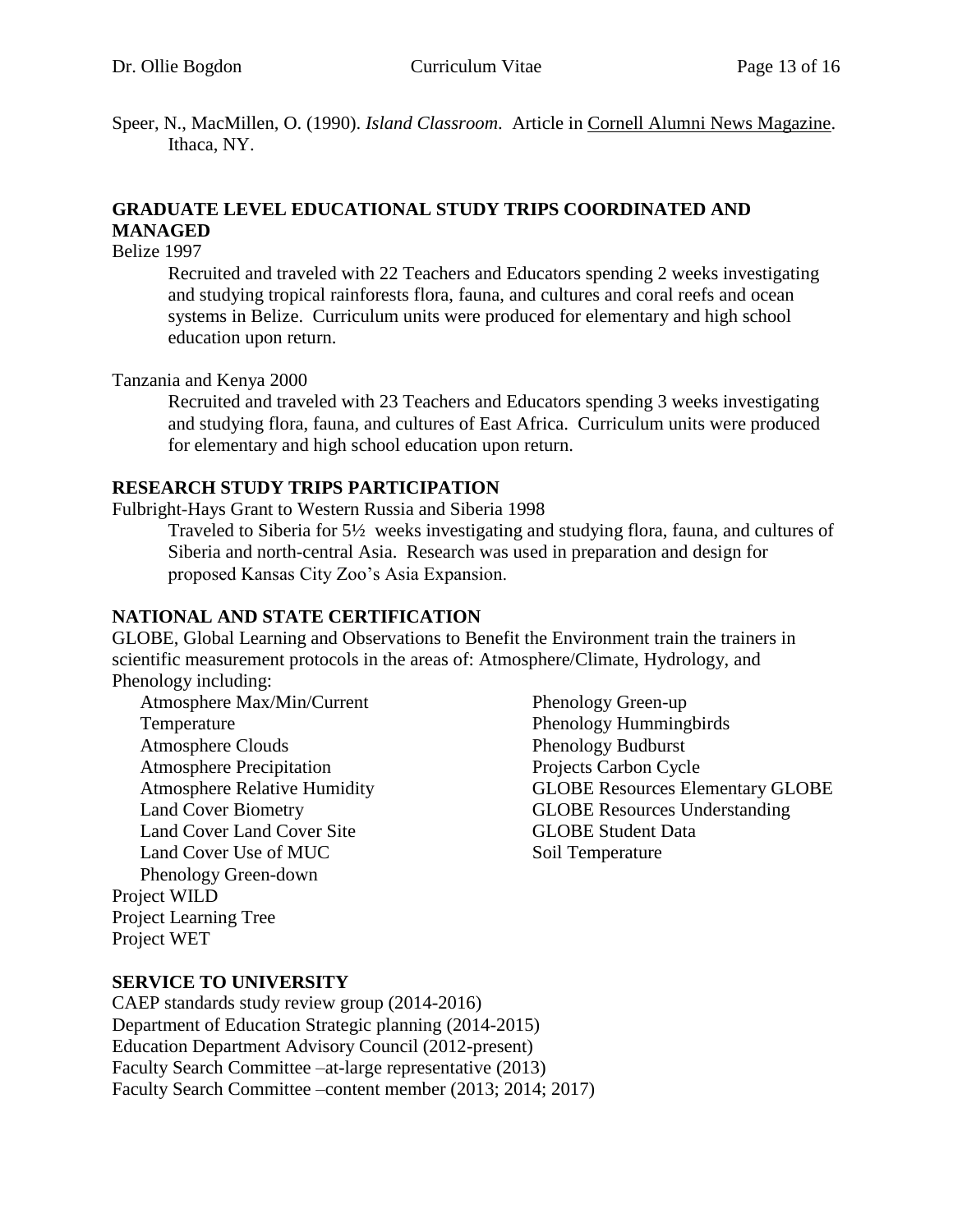Speer, N., MacMillen, O. (1990). *Island Classroom*. Article in Cornell Alumni News Magazine. Ithaca, NY.

## GRADUATE LEVEL EDUCATIONAL STUDY TRIPS COORDINATED AND MANAGED

Belize 1997

Recruited and traveled with 22 Teachers and Educators spending 2 weeks investigating and studying tropical rainforests flora, fauna, and cultures and coral reefs and ocean systems in Belize. Curriculum units were produced for elementary and high school education upon return.

Tanzania and Kenya 2000

Recruited and traveled with 23 Teachers and Educators spending 3 weeks investigating and studying flora, fauna, and cultures of East Africa. Curriculum units were produced for elementary and high school education upon return.

## RESEARCH STUDY TRIPS PARTICIPATION

Fulbright-Hays Grant to Western Russia and Siberia 1998

Traveled to Siberia for 5½ weeks investigating and studying flora, fauna, and cultures of Siberia and north-central Asia. Research was used in preparation and design for proposed Kansas City Zoo's Asia Expansion.

## NATIONAL AND STATE CERTIFICATION

GLOBE, Global Learning and Observations to Benefit the Environment train the trainers in scientific measurement protocols in the areas of: Atmosphere/Climate, Hydrology, and Phenology including:

- Atmosphere Max/Min/Current Temperature
- Atmosphere Clouds
- Atmosphere Precipitation
- Atmosphere Relative Humidity
- Land Cover Biometry
- Land Cover Land Cover Site
- Land Cover Use of MUC
- Phenology Green-down
- Phenology Green-up
- Phenology Hummingbirds
- Phenology Budburst
- Projects Carbon Cycle
- GLOBE Resources Elementary GLOBE
- GLOBE Resources Understanding
- GLOBE Student Data
- Soil Temperature

Project WILD
Project Learning Tree
Project WET

## SERVICE TO UNIVERSITY

CAEP standards study review group (2014-2016)
Department of Education Strategic planning (2014-2015)
Education Department Advisory Council (2012-present)
Faculty Search Committee –at-large representative (2013)
Faculty Search Committee –content member (2013; 2014; 2017)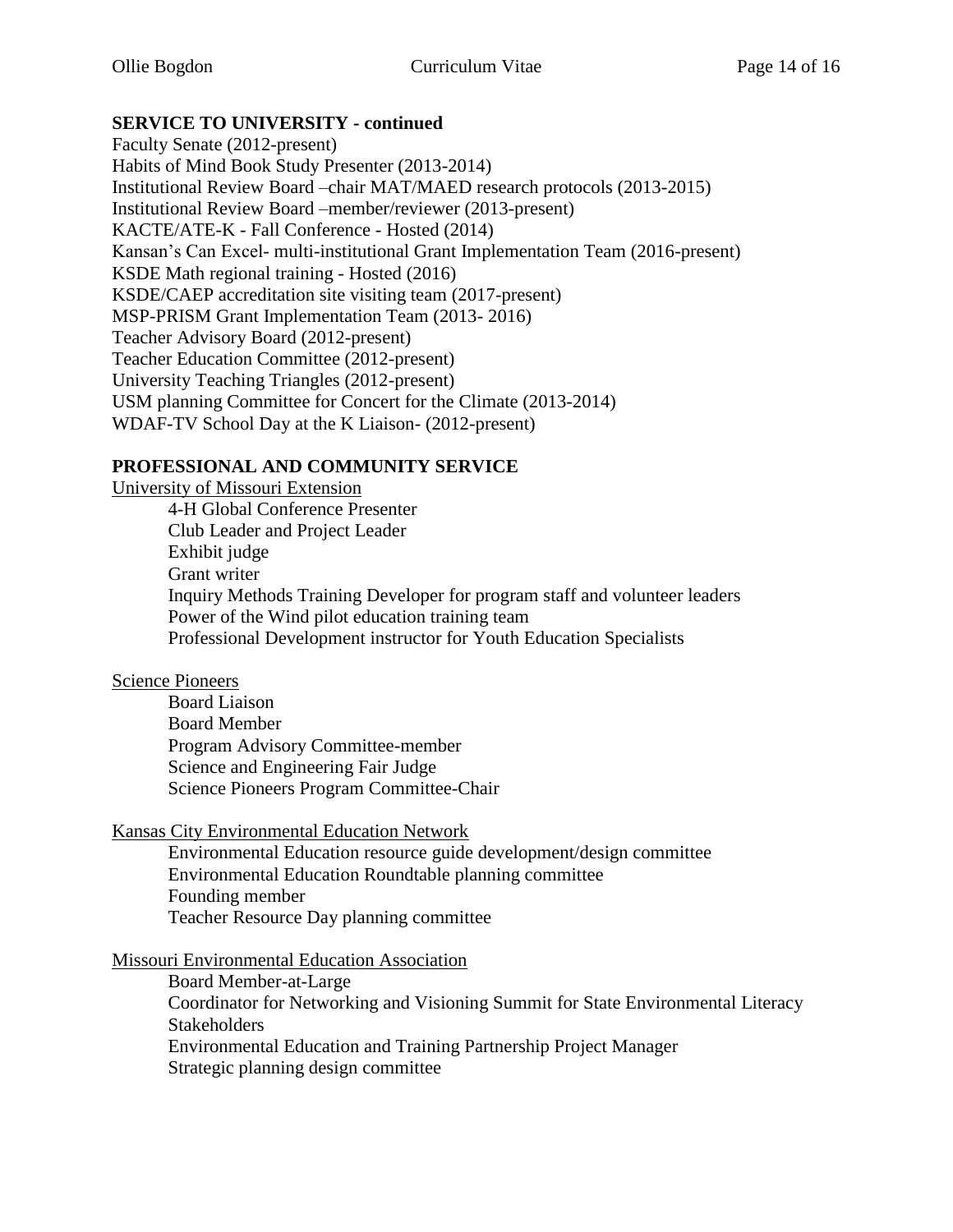## SERVICE TO UNIVERSITY - continued

Faculty Senate (2012-present)
Habits of Mind Book Study Presenter (2013-2014)
Institutional Review Board –chair MAT/MAED research protocols (2013-2015)
Institutional Review Board –member/reviewer (2013-present)
KACTE/ATE-K - Fall Conference - Hosted (2014)
Kansan's Can Excel- multi-institutional Grant Implementation Team (2016-present)
KSDE Math regional training - Hosted (2016)
KSDE/CAEP accreditation site visiting team (2017-present)
MSP-PRISM Grant Implementation Team (2013- 2016)
Teacher Advisory Board (2012-present)
Teacher Education Committee (2012-present)
University Teaching Triangles (2012-present)
USM planning Committee for Concert for the Climate (2013-2014)
WDAF-TV School Day at the K Liaison- (2012-present)

## PROFESSIONAL AND COMMUNITY SERVICE

<u>University of Missouri Extension</u>

- 4-H Global Conference Presenter
- Club Leader and Project Leader
- Exhibit judge
- Grant writer
- Inquiry Methods Training Developer for program staff and volunteer leaders
- Power of the Wind pilot education training team
- Professional Development instructor for Youth Education Specialists

<u>Science Pioneers</u>

- Board Liaison
- Board Member
- Program Advisory Committee-member
- Science and Engineering Fair Judge
- Science Pioneers Program Committee-Chair

<u>Kansas City Environmental Education Network</u>

- Environmental Education resource guide development/design committee
- Environmental Education Roundtable planning committee
- Founding member
- Teacher Resource Day planning committee

<u>Missouri Environmental Education Association</u>

- Board Member-at-Large
- Coordinator for Networking and Visioning Summit for State Environmental Literacy Stakeholders
- Environmental Education and Training Partnership Project Manager
- Strategic planning design committee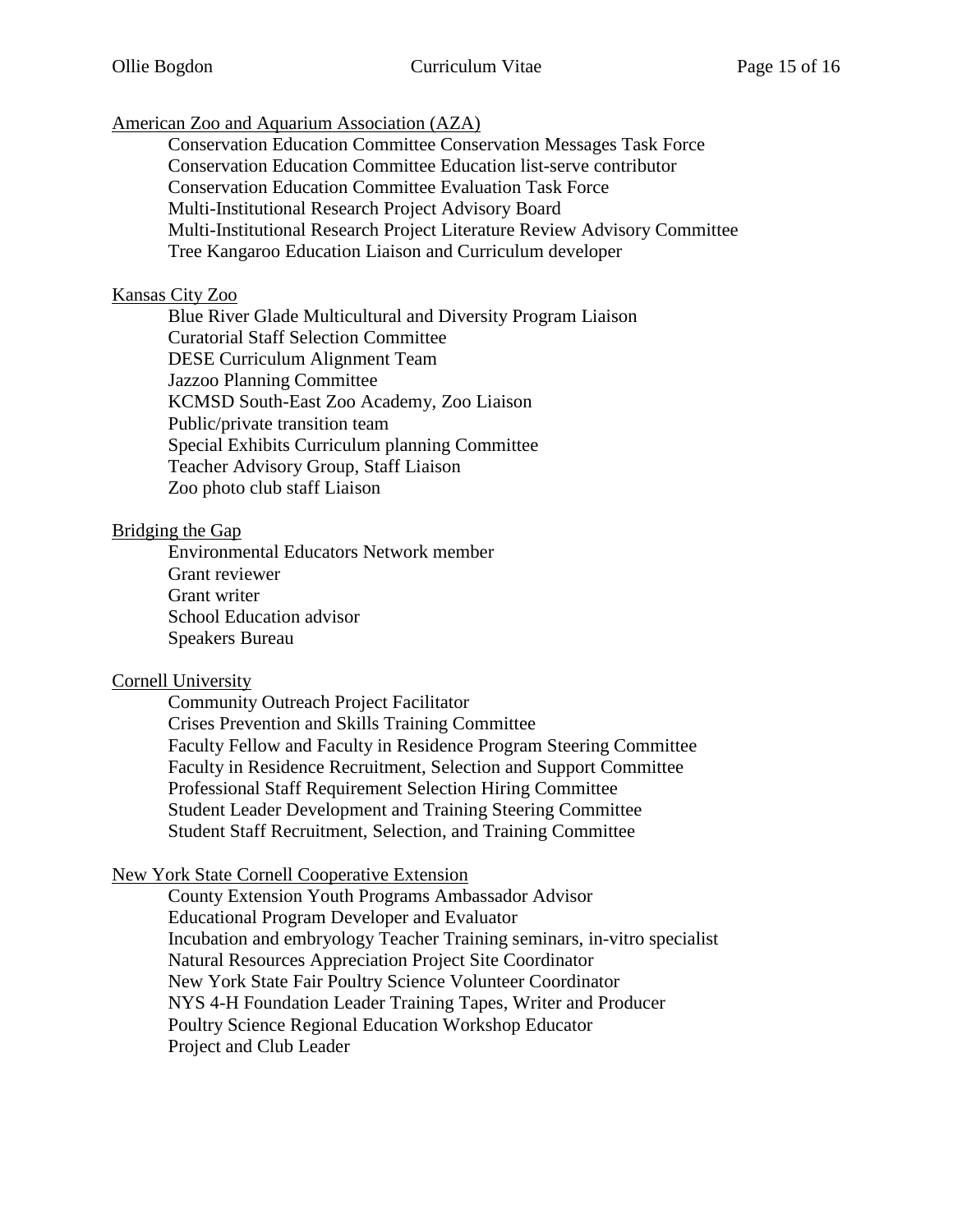American Zoo and Aquarium Association (AZA)

- Conservation Education Committee Conservation Messages Task Force
- Conservation Education Committee Education list-serve contributor
- Conservation Education Committee Evaluation Task Force
- Multi-Institutional Research Project Advisory Board
- Multi-Institutional Research Project Literature Review Advisory Committee
- Tree Kangaroo Education Liaison and Curriculum developer

Kansas City Zoo

- Blue River Glade Multicultural and Diversity Program Liaison
- Curatorial Staff Selection Committee
- DESE Curriculum Alignment Team
- Jazzoo Planning Committee
- KCMSD South-East Zoo Academy, Zoo Liaison
- Public/private transition team
- Special Exhibits Curriculum planning Committee
- Teacher Advisory Group, Staff Liaison
- Zoo photo club staff Liaison

Bridging the Gap

- Environmental Educators Network member
- Grant reviewer
- Grant writer
- School Education advisor
- Speakers Bureau

Cornell University

- Community Outreach Project Facilitator
- Crises Prevention and Skills Training Committee
- Faculty Fellow and Faculty in Residence Program Steering Committee
- Faculty in Residence Recruitment, Selection and Support Committee
- Professional Staff Requirement Selection Hiring Committee
- Student Leader Development and Training Steering Committee
- Student Staff Recruitment, Selection, and Training Committee

New York State Cornell Cooperative Extension

- County Extension Youth Programs Ambassador Advisor
- Educational Program Developer and Evaluator
- Incubation and embryology Teacher Training seminars, in-vitro specialist
- Natural Resources Appreciation Project Site Coordinator
- New York State Fair Poultry Science Volunteer Coordinator
- NYS 4-H Foundation Leader Training Tapes, Writer and Producer
- Poultry Science Regional Education Workshop Educator
- Project and Club Leader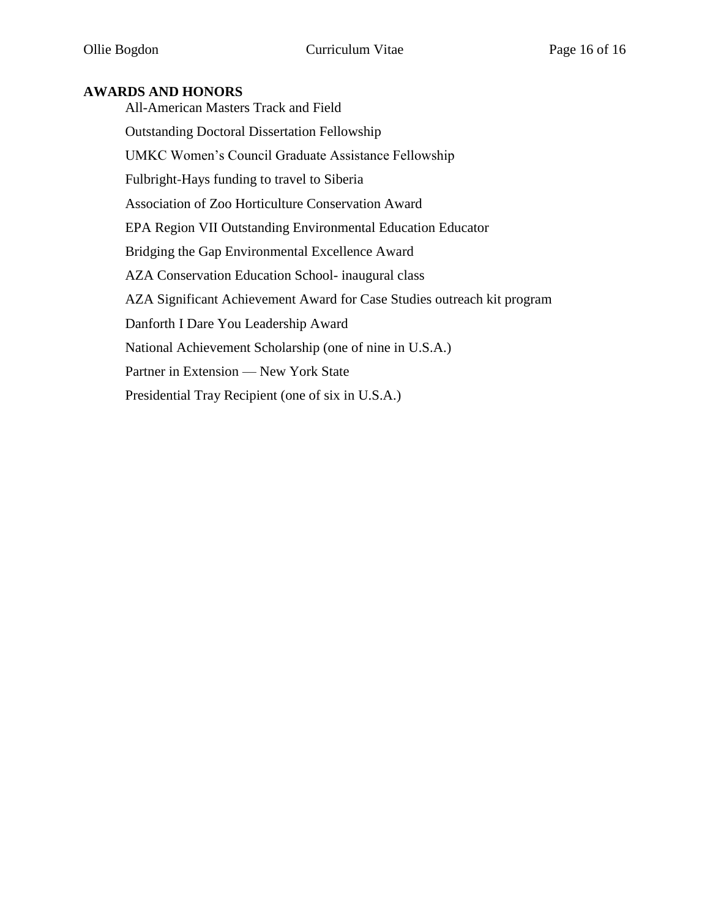**AWARDS AND HONORS**

All-American Masters Track and Field

Outstanding Doctoral Dissertation Fellowship

UMKC Women's Council Graduate Assistance Fellowship

Fulbright-Hays funding to travel to Siberia

Association of Zoo Horticulture Conservation Award

EPA Region VII Outstanding Environmental Education Educator

Bridging the Gap Environmental Excellence Award

AZA Conservation Education School- inaugural class

AZA Significant Achievement Award for Case Studies outreach kit program

Danforth I Dare You Leadership Award

National Achievement Scholarship (one of nine in U.S.A.)

Partner in Extension — New York State

Presidential Tray Recipient (one of six in U.S.A.)